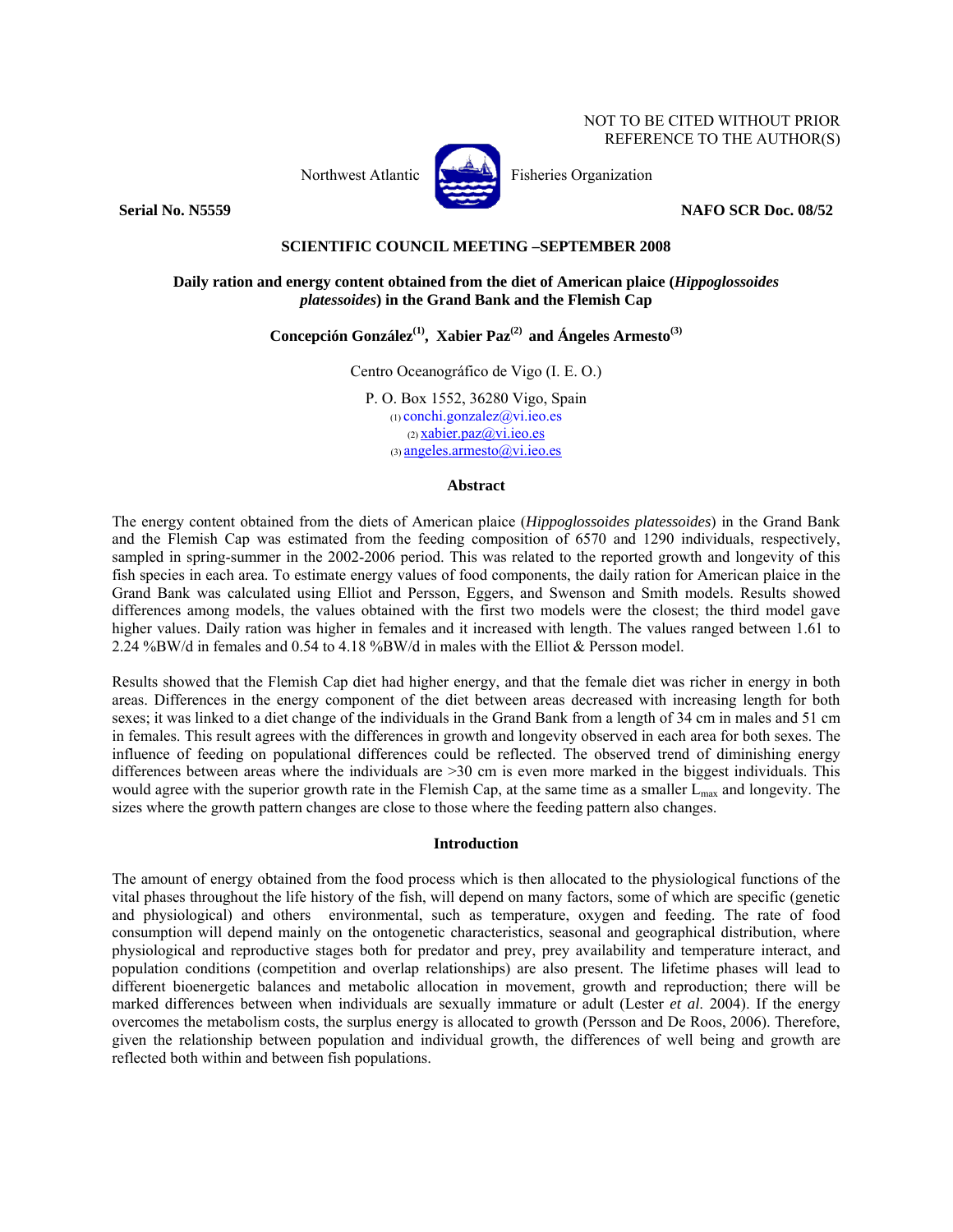NOT TO BE CITED WITHOUT PRIOR REFERENCE TO THE AUTHOR(S)

Northwest Atlantic Fisheries Organization

**Serial No. N5559** **NAFO SCR Doc. 08/52**

**SCIENTIFIC COUNCIL MEETING –SEPTEMBER 2008**

# Daily ration and energy content obtained from the diet of American plaice (*Hippoglossoides platessoides*) in the Grand Bank and the Flemish Cap

**Concepción González[1], Xabier Paz[2] and Ángeles Armesto[3]**

Centro Oceanográfico de Vigo (I. E. O.)

P. O. Box 1552, 36280 Vigo, Spain
[1] conchi.gonzalez@vi.ieo.es
[2] xabier.paz@vi.ieo.es
[3] angeles.armesto@vi.ieo.es

## Abstract

The energy content obtained from the diets of American plaice (*Hippoglossoides platessoides*) in the Grand Bank and the Flemish Cap was estimated from the feeding composition of 6570 and 1290 individuals, respectively, sampled in spring-summer in the 2002-2006 period. This was related to the reported growth and longevity of this fish species in each area. To estimate energy values of food components, the daily ration for American plaice in the Grand Bank was calculated using Elliot and Persson, Eggers, and Swenson and Smith models. Results showed differences among models, the values obtained with the first two models were the closest; the third model gave higher values. Daily ration was higher in females and it increased with length. The values ranged between 1.61 to 2.24 %BW/d in females and 0.54 to 4.18 %BW/d in males with the Elliot & Persson model.

Results showed that the Flemish Cap diet had higher energy, and that the female diet was richer in energy in both areas. Differences in the energy component of the diet between areas decreased with increasing length for both sexes; it was linked to a diet change of the individuals in the Grand Bank from a length of 34 cm in males and 51 cm in females. This result agrees with the differences in growth and longevity observed in each area for both sexes. The influence of feeding on populational differences could be reflected. The observed trend of diminishing energy differences between areas where the individuals are >30 cm is even more marked in the biggest individuals. This would agree with the superior growth rate in the Flemish Cap, at the same time as a smaller $L_{max}$ and longevity. The sizes where the growth pattern changes are close to those where the feeding pattern also changes.

## Introduction

The amount of energy obtained from the food process which is then allocated to the physiological functions of the vital phases throughout the life history of the fish, will depend on many factors, some of which are specific (genetic and physiological) and others environmental, such as temperature, oxygen and feeding. The rate of food consumption will depend mainly on the ontogenetic characteristics, seasonal and geographical distribution, where physiological and reproductive stages both for predator and prey, prey availability and temperature interact, and population conditions (competition and overlap relationships) are also present. The lifetime phases will lead to different bioenergetic balances and metabolic allocation in movement, growth and reproduction; there will be marked differences between when individuals are sexually immature or adult (Lester *et al*. 2004). If the energy overcomes the metabolism costs, the surplus energy is allocated to growth (Persson and De Roos, 2006). Therefore, given the relationship between population and individual growth, the differences of well being and growth are reflected both within and between fish populations.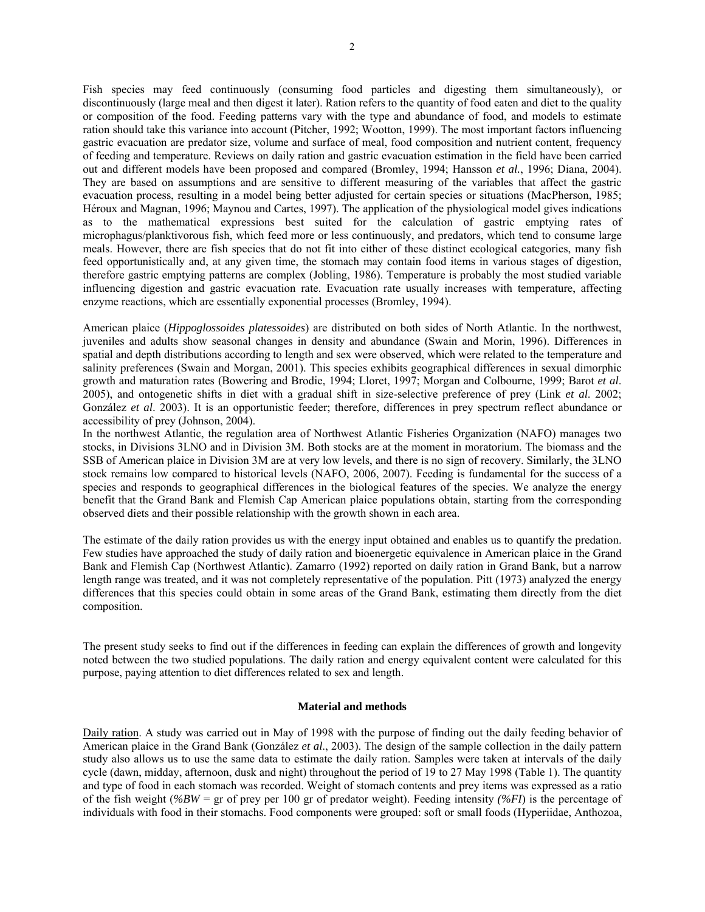Fish species may feed continuously (consuming food particles and digesting them simultaneously), or discontinuously (large meal and then digest it later). Ration refers to the quantity of food eaten and diet to the quality or composition of the food. Feeding patterns vary with the type and abundance of food, and models to estimate ration should take this variance into account (Pitcher, 1992; Wootton, 1999). The most important factors influencing gastric evacuation are predator size, volume and surface of meal, food composition and nutrient content, frequency of feeding and temperature. Reviews on daily ration and gastric evacuation estimation in the field have been carried out and different models have been proposed and compared (Bromley, 1994; Hansson *et al.*, 1996; Diana, 2004). They are based on assumptions and are sensitive to different measuring of the variables that affect the gastric evacuation process, resulting in a model being better adjusted for certain species or situations (MacPherson, 1985; Héroux and Magnan, 1996; Maynou and Cartes, 1997). The application of the physiological model gives indications as to the mathematical expressions best suited for the calculation of gastric emptying rates of microphagus/planktivorous fish, which feed more or less continuously, and predators, which tend to consume large meals. However, there are fish species that do not fit into either of these distinct ecological categories, many fish feed opportunistically and, at any given time, the stomach may contain food items in various stages of digestion, therefore gastric emptying patterns are complex (Jobling, 1986). Temperature is probably the most studied variable influencing digestion and gastric evacuation rate. Evacuation rate usually increases with temperature, affecting enzyme reactions, which are essentially exponential processes (Bromley, 1994).

American plaice (*Hippoglossoides platessoides*) are distributed on both sides of North Atlantic. In the northwest, juveniles and adults show seasonal changes in density and abundance (Swain and Morin, 1996). Differences in spatial and depth distributions according to length and sex were observed, which were related to the temperature and salinity preferences (Swain and Morgan, 2001). This species exhibits geographical differences in sexual dimorphic growth and maturation rates (Bowering and Brodie, 1994; Lloret, 1997; Morgan and Colbourne, 1999; Barot *et al*. 2005), and ontogenetic shifts in diet with a gradual shift in size-selective preference of prey (Link *et al*. 2002; González *et al*. 2003). It is an opportunistic feeder; therefore, differences in prey spectrum reflect abundance or accessibility of prey (Johnson, 2004).

In the northwest Atlantic, the regulation area of Northwest Atlantic Fisheries Organization (NAFO) manages two stocks, in Divisions 3LNO and in Division 3M. Both stocks are at the moment in moratorium. The biomass and the SSB of American plaice in Division 3M are at very low levels, and there is no sign of recovery. Similarly, the 3LNO stock remains low compared to historical levels (NAFO, 2006, 2007). Feeding is fundamental for the success of a species and responds to geographical differences in the biological features of the species. We analyze the energy benefit that the Grand Bank and Flemish Cap American plaice populations obtain, starting from the corresponding observed diets and their possible relationship with the growth shown in each area.

The estimate of the daily ration provides us with the energy input obtained and enables us to quantify the predation. Few studies have approached the study of daily ration and bioenergetic equivalence in American plaice in the Grand Bank and Flemish Cap (Northwest Atlantic). Zamarro (1992) reported on daily ration in Grand Bank, but a narrow length range was treated, and it was not completely representative of the population. Pitt (1973) analyzed the energy differences that this species could obtain in some areas of the Grand Bank, estimating them directly from the diet composition.

The present study seeks to find out if the differences in feeding can explain the differences of growth and longevity noted between the two studied populations. The daily ration and energy equivalent content were calculated for this purpose, paying attention to diet differences related to sex and length.

## Material and methods

Daily ration. A study was carried out in May of 1998 with the purpose of finding out the daily feeding behavior of American plaice in the Grand Bank (González *et al*., 2003). The design of the sample collection in the daily pattern study also allows us to use the same data to estimate the daily ration. Samples were taken at intervals of the daily cycle (dawn, midday, afternoon, dusk and night) throughout the period of 19 to 27 May 1998 (Table 1). The quantity and type of food in each stomach was recorded. Weight of stomach contents and prey items was expressed as a ratio of the fish weight (*%BW* = gr of prey per 100 gr of predator weight). Feeding intensity *(%FI*) is the percentage of individuals with food in their stomachs. Food components were grouped: soft or small foods (Hyperiidae, Anthozoa,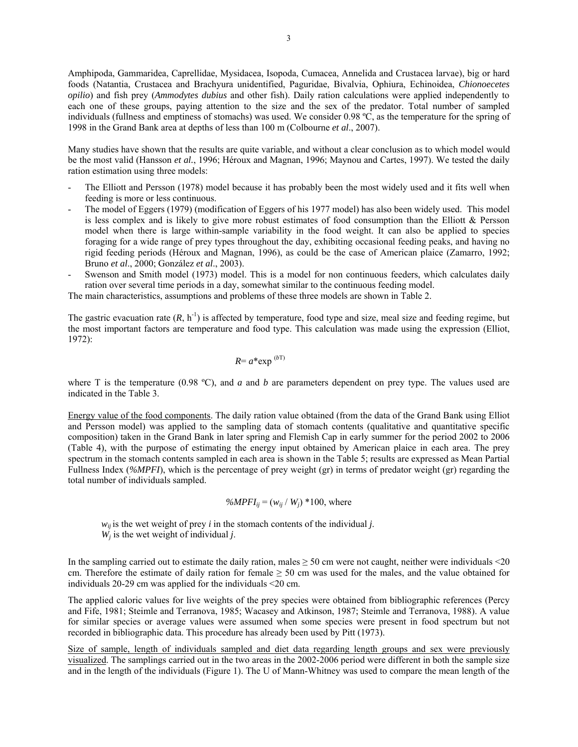Amphipoda, Gammaridea, Caprellidae, Mysidacea, Isopoda, Cumacea, Annelida and Crustacea larvae), big or hard foods (Natantia, Crustacea and Brachyura unidentified, Paguridae, Bivalvia, Ophiura, Echinoidea, *Chionoecetes opilio*) and fish prey (*Ammodytes dubius* and other fish). Daily ration calculations were applied independently to each one of these groups, paying attention to the size and the sex of the predator. Total number of sampled individuals (fullness and emptiness of stomachs) was used. We consider 0.98 ºC, as the temperature for the spring of 1998 in the Grand Bank area at depths of less than 100 m (Colbourne *et al*., 2007).

Many studies have shown that the results are quite variable, and without a clear conclusion as to which model would be the most valid (Hansson *et al.*, 1996; Héroux and Magnan, 1996; Maynou and Cartes, 1997). We tested the daily ration estimation using three models:

- The Elliott and Persson (1978) model because it has probably been the most widely used and it fits well when feeding is more or less continuous.
- The model of Eggers (1979) (modification of Eggers of his 1977 model) has also been widely used. This model is less complex and is likely to give more robust estimates of food consumption than the Elliott & Persson model when there is large within-sample variability in the food weight. It can also be applied to species foraging for a wide range of prey types throughout the day, exhibiting occasional feeding peaks, and having no rigid feeding periods (Héroux and Magnan, 1996), as could be the case of American plaice (Zamarro, 1992; Bruno *et al*., 2000; González *et al*., 2003).
- Swenson and Smith model (1973) model. This is a model for non continuous feeders, which calculates daily ration over several time periods in a day, somewhat similar to the continuous feeding model.

The main characteristics, assumptions and problems of these three models are shown in Table 2.

The gastric evacuation rate ($R$, $h^{-1}$) is affected by temperature, food type and size, meal size and feeding regime, but the most important factors are temperature and food type. This calculation was made using the expression (Elliot, 1972):

$$R = a * \exp^{(bT)}$$

where T is the temperature (0.98 ºC), and $a$ and $b$ are parameters dependent on prey type. The values used are indicated in the Table 3.

Energy value of the food components. The daily ration value obtained (from the data of the Grand Bank using Elliot and Persson model) was applied to the sampling data of stomach contents (qualitative and quantitative specific composition) taken in the Grand Bank in later spring and Flemish Cap in early summer for the period 2002 to 2006 (Table 4), with the purpose of estimating the energy input obtained by American plaice in each area. The prey spectrum in the stomach contents sampled in each area is shown in the Table 5; results are expressed as Mean Partial Fullness Index (*%MPFI*), which is the percentage of prey weight (gr) in terms of predator weight (gr) regarding the total number of individuals sampled.

$$\%MPFI_{ij} = (w_{ij} / W_j) * 100, \text{ where}$$

$w_{ij}$ is the wet weight of prey $i$ in the stomach contents of the individual $j$.
$W_j$ is the wet weight of individual $j$.

In the sampling carried out to estimate the daily ration, males ≥ 50 cm were not caught, neither were individuals <20 cm. Therefore the estimate of daily ration for female ≥ 50 cm was used for the males, and the value obtained for individuals 20-29 cm was applied for the individuals <20 cm.

The applied caloric values for live weights of the prey species were obtained from bibliographic references (Percy and Fife, 1981; Steimle and Terranova, 1985; Wacasey and Atkinson, 1987; Steimle and Terranova, 1988). A value for similar species or average values were assumed when some species were present in food spectrum but not recorded in bibliographic data. This procedure has already been used by Pitt (1973).

Size of sample, length of individuals sampled and diet data regarding length groups and sex were previously visualized. The samplings carried out in the two areas in the 2002-2006 period were different in both the sample size and in the length of the individuals (Figure 1). The U of Mann-Whitney was used to compare the mean length of the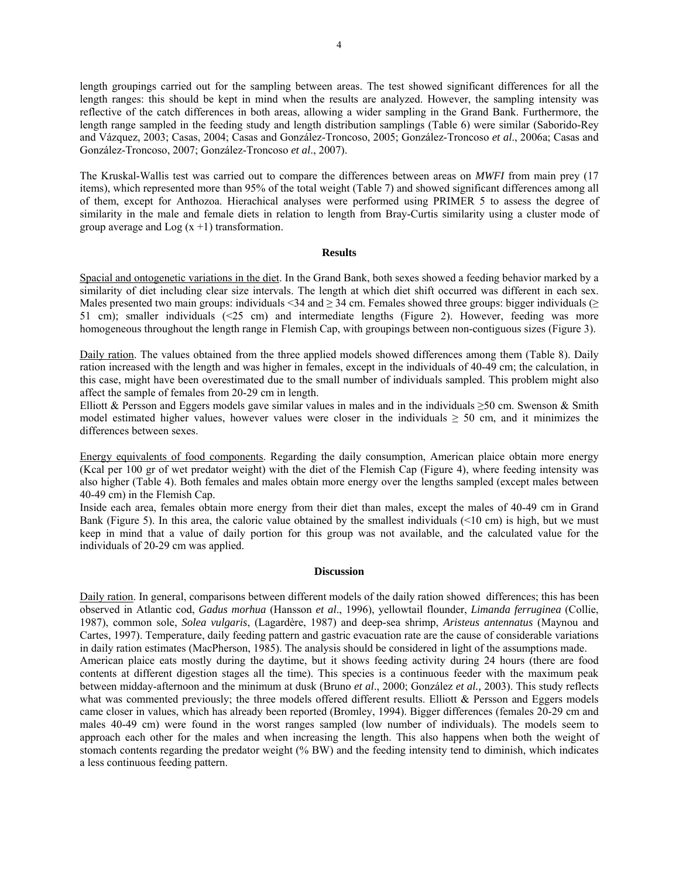length groupings carried out for the sampling between areas. The test showed significant differences for all the length ranges: this should be kept in mind when the results are analyzed. However, the sampling intensity was reflective of the catch differences in both areas, allowing a wider sampling in the Grand Bank. Furthermore, the length range sampled in the feeding study and length distribution samplings (Table 6) were similar (Saborido-Rey and Vázquez, 2003; Casas, 2004; Casas and González-Troncoso, 2005; González-Troncoso *et al*., 2006a; Casas and González-Troncoso, 2007; González-Troncoso *et al*., 2007).

The Kruskal-Wallis test was carried out to compare the differences between areas on *MWFI* from main prey (17 items), which represented more than 95% of the total weight (Table 7) and showed significant differences among all of them, except for Anthozoa. Hierachical analyses were performed using PRIMER 5 to assess the degree of similarity in the male and female diets in relation to length from Bray-Curtis similarity using a cluster mode of group average and Log $(x + 1)$ transformation.

## Results

Spacial and ontogenetic variations in the diet. In the Grand Bank, both sexes showed a feeding behavior marked by a similarity of diet including clear size intervals. The length at which diet shift occurred was different in each sex. Males presented two main groups: individuals <34 and ≥ 34 cm. Females showed three groups: bigger individuals (≥ 51 cm); smaller individuals (<25 cm) and intermediate lengths (Figure 2). However, feeding was more homogeneous throughout the length range in Flemish Cap, with groupings between non-contiguous sizes (Figure 3).

Daily ration. The values obtained from the three applied models showed differences among them (Table 8). Daily ration increased with the length and was higher in females, except in the individuals of 40-49 cm; the calculation, in this case, might have been overestimated due to the small number of individuals sampled. This problem might also affect the sample of females from 20-29 cm in length.
Elliott & Persson and Eggers models gave similar values in males and in the individuals ≥50 cm. Swenson & Smith model estimated higher values, however values were closer in the individuals ≥ 50 cm, and it minimizes the differences between sexes.

Energy equivalents of food components. Regarding the daily consumption, American plaice obtain more energy (Kcal per 100 gr of wet predator weight) with the diet of the Flemish Cap (Figure 4), where feeding intensity was also higher (Table 4). Both females and males obtain more energy over the lengths sampled (except males between 40-49 cm) in the Flemish Cap.
Inside each area, females obtain more energy from their diet than males, except the males of 40-49 cm in Grand Bank (Figure 5). In this area, the caloric value obtained by the smallest individuals (<10 cm) is high, but we must keep in mind that a value of daily portion for this group was not available, and the calculated value for the individuals of 20-29 cm was applied.

## Discussion

Daily ration. In general, comparisons between different models of the daily ration showed differences; this has been observed in Atlantic cod, *Gadus morhua* (Hansson *et al*., 1996), yellowtail flounder, *Limanda ferruginea* (Collie, 1987), common sole, *Solea vulgaris*, (Lagardère, 1987) and deep-sea shrimp, *Aristeus antennatus* (Maynou and Cartes, 1997). Temperature, daily feeding pattern and gastric evacuation rate are the cause of considerable variations in daily ration estimates (MacPherson, 1985). The analysis should be considered in light of the assumptions made.
American plaice eats mostly during the daytime, but it shows feeding activity during 24 hours (there are food contents at different digestion stages all the time). This species is a continuous feeder with the maximum peak between midday-afternoon and the minimum at dusk (Bruno *et al*., 2000; González *et al.,* 2003). This study reflects what was commented previously; the three models offered different results. Elliott & Persson and Eggers models came closer in values, which has already been reported (Bromley, 1994). Bigger differences (females 20-29 cm and males 40-49 cm) were found in the worst ranges sampled (low number of individuals). The models seem to approach each other for the males and when increasing the length. This also happens when both the weight of stomach contents regarding the predator weight (% BW) and the feeding intensity tend to diminish, which indicates a less continuous feeding pattern.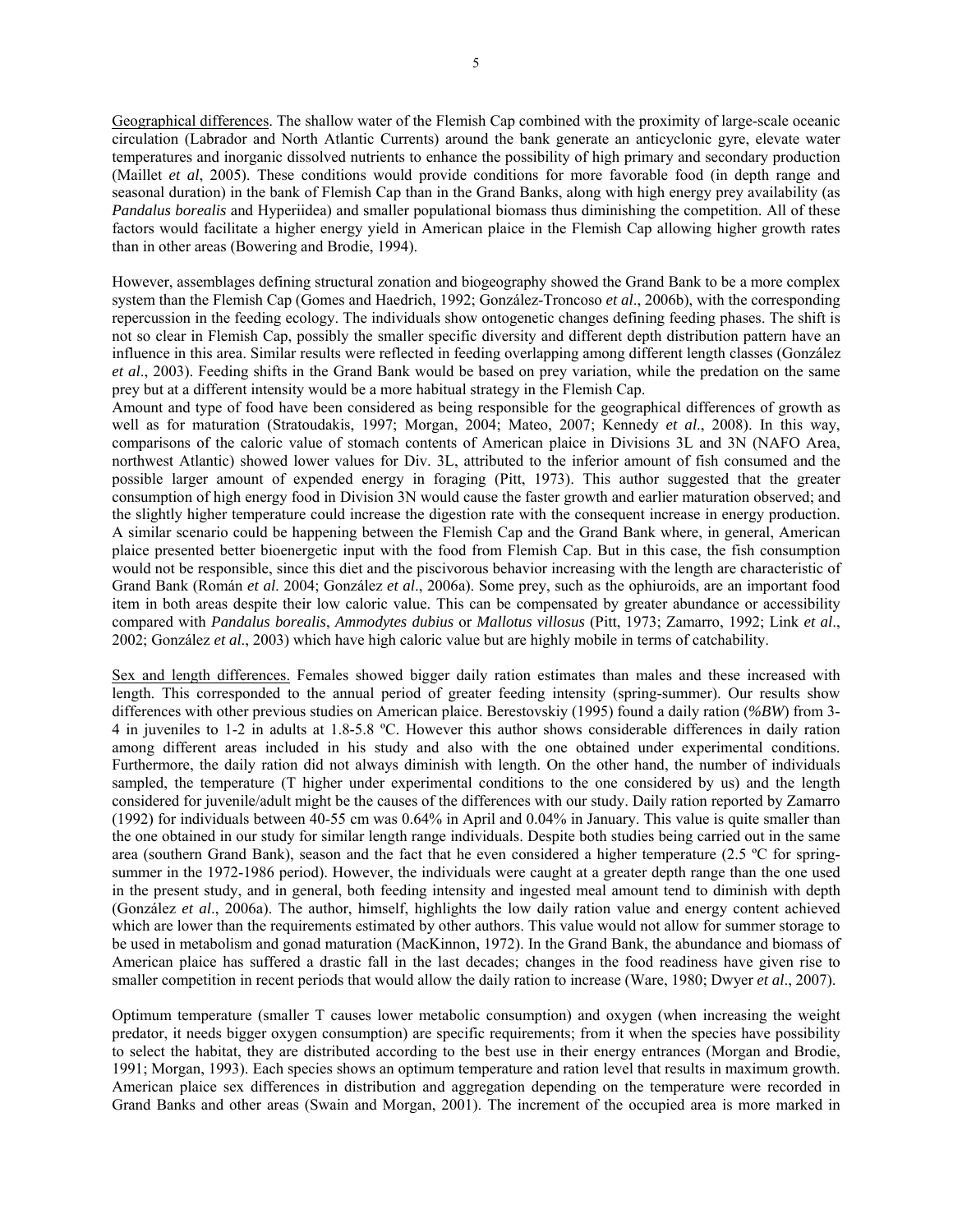Geographical differences. The shallow water of the Flemish Cap combined with the proximity of large-scale oceanic circulation (Labrador and North Atlantic Currents) around the bank generate an anticyclonic gyre, elevate water temperatures and inorganic dissolved nutrients to enhance the possibility of high primary and secondary production (Maillet *et al*, 2005). These conditions would provide conditions for more favorable food (in depth range and seasonal duration) in the bank of Flemish Cap than in the Grand Banks, along with high energy prey availability (as *Pandalus borealis* and Hyperiidea) and smaller populational biomass thus diminishing the competition. All of these factors would facilitate a higher energy yield in American plaice in the Flemish Cap allowing higher growth rates than in other areas (Bowering and Brodie, 1994).

However, assemblages defining structural zonation and biogeography showed the Grand Bank to be a more complex system than the Flemish Cap (Gomes and Haedrich, 1992; González-Troncoso *et al*., 2006b), with the corresponding repercussion in the feeding ecology. The individuals show ontogenetic changes defining feeding phases. The shift is not so clear in Flemish Cap, possibly the smaller specific diversity and different depth distribution pattern have an influence in this area. Similar results were reflected in feeding overlapping among different length classes (González *et al*., 2003). Feeding shifts in the Grand Bank would be based on prey variation, while the predation on the same prey but at a different intensity would be a more habitual strategy in the Flemish Cap.

Amount and type of food have been considered as being responsible for the geographical differences of growth as well as for maturation (Stratoudakis, 1997; Morgan, 2004; Mateo, 2007; Kennedy *et al*., 2008). In this way, comparisons of the caloric value of stomach contents of American plaice in Divisions 3L and 3N (NAFO Area, northwest Atlantic) showed lower values for Div. 3L, attributed to the inferior amount of fish consumed and the possible larger amount of expended energy in foraging (Pitt, 1973). This author suggested that the greater consumption of high energy food in Division 3N would cause the faster growth and earlier maturation observed; and the slightly higher temperature could increase the digestion rate with the consequent increase in energy production. A similar scenario could be happening between the Flemish Cap and the Grand Bank where, in general, American plaice presented better bioenergetic input with the food from Flemish Cap. But in this case, the fish consumption would not be responsible, since this diet and the piscivorous behavior increasing with the length are characteristic of Grand Bank (Román *et al*. 2004; González *et al*., 2006a). Some prey, such as the ophiuroids, are an important food item in both areas despite their low caloric value. This can be compensated by greater abundance or accessibility compared with *Pandalus borealis*, *Ammodytes dubius* or *Mallotus villosus* (Pitt, 1973; Zamarro, 1992; Link *et al*., 2002; González *et al*., 2003) which have high caloric value but are highly mobile in terms of catchability.

Sex and length differences. Females showed bigger daily ration estimates than males and these increased with length. This corresponded to the annual period of greater feeding intensity (spring-summer). Our results show differences with other previous studies on American plaice. Berestovskiy (1995) found a daily ration (*%BW*) from 3-4 in juveniles to 1-2 in adults at 1.8-5.8 ºC. However this author shows considerable differences in daily ration among different areas included in his study and also with the one obtained under experimental conditions. Furthermore, the daily ration did not always diminish with length. On the other hand, the number of individuals sampled, the temperature (T higher under experimental conditions to the one considered by us) and the length considered for juvenile/adult might be the causes of the differences with our study. Daily ration reported by Zamarro (1992) for individuals between 40-55 cm was 0.64% in April and 0.04% in January. This value is quite smaller than the one obtained in our study for similar length range individuals. Despite both studies being carried out in the same area (southern Grand Bank), season and the fact that he even considered a higher temperature (2.5 ºC for spring-summer in the 1972-1986 period). However, the individuals were caught at a greater depth range than the one used in the present study, and in general, both feeding intensity and ingested meal amount tend to diminish with depth (González *et al*., 2006a). The author, himself, highlights the low daily ration value and energy content achieved which are lower than the requirements estimated by other authors. This value would not allow for summer storage to be used in metabolism and gonad maturation (MacKinnon, 1972). In the Grand Bank, the abundance and biomass of American plaice has suffered a drastic fall in the last decades; changes in the food readiness have given rise to smaller competition in recent periods that would allow the daily ration to increase (Ware, 1980; Dwyer *et al*., 2007).

Optimum temperature (smaller T causes lower metabolic consumption) and oxygen (when increasing the weight predator, it needs bigger oxygen consumption) are specific requirements; from it when the species have possibility to select the habitat, they are distributed according to the best use in their energy entrances (Morgan and Brodie, 1991; Morgan, 1993). Each species shows an optimum temperature and ration level that results in maximum growth. American plaice sex differences in distribution and aggregation depending on the temperature were recorded in Grand Banks and other areas (Swain and Morgan, 2001). The increment of the occupied area is more marked in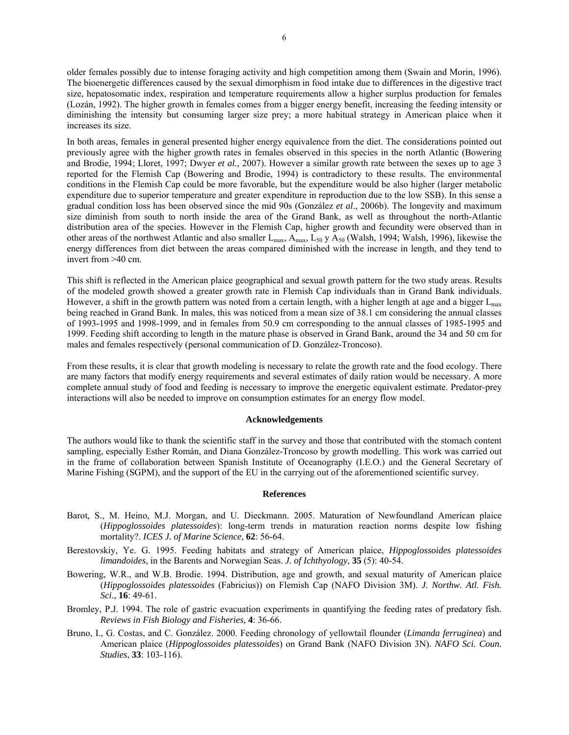older females possibly due to intense foraging activity and high competition among them (Swain and Morin, 1996). The bioenergetic differences caused by the sexual dimorphism in food intake due to differences in the digestive tract size, hepatosomatic index, respiration and temperature requirements allow a higher surplus production for females (Lozán, 1992). The higher growth in females comes from a bigger energy benefit, increasing the feeding intensity or diminishing the intensity but consuming larger size prey; a more habitual strategy in American plaice when it increases its size.

In both areas, females in general presented higher energy equivalence from the diet. The considerations pointed out previously agree with the higher growth rates in females observed in this species in the north Atlantic (Bowering and Brodie, 1994; Lloret, 1997; Dwyer *et al.,* 2007). However a similar growth rate between the sexes up to age 3 reported for the Flemish Cap (Bowering and Brodie, 1994) is contradictory to these results. The environmental conditions in the Flemish Cap could be more favorable, but the expenditure would be also higher (larger metabolic expenditure due to superior temperature and greater expenditure in reproduction due to the low SSB). In this sense a gradual condition loss has been observed since the mid 90s (González *et al*., 2006b). The longevity and maximum size diminish from south to north inside the area of the Grand Bank, as well as throughout the north-Atlantic distribution area of the species. However in the Flemish Cap, higher growth and fecundity were observed than in other areas of the northwest Atlantic and also smaller $L_{max}$, $A_{max}$, $L_{50}$ y $A_{50}$ (Walsh, 1994; Walsh, 1996), likewise the energy differences from diet between the areas compared diminished with the increase in length, and they tend to invert from >40 cm.

This shift is reflected in the American plaice geographical and sexual growth pattern for the two study areas. Results of the modeled growth showed a greater growth rate in Flemish Cap individuals than in Grand Bank individuals. However, a shift in the growth pattern was noted from a certain length, with a higher length at age and a bigger $L_{max}$ being reached in Grand Bank. In males, this was noticed from a mean size of 38.1 cm considering the annual classes of 1993-1995 and 1998-1999, and in females from 50.9 cm corresponding to the annual classes of 1985-1995 and 1999. Feeding shift according to length in the mature phase is observed in Grand Bank, around the 34 and 50 cm for males and females respectively (personal communication of D. González-Troncoso).

From these results, it is clear that growth modeling is necessary to relate the growth rate and the food ecology. There are many factors that modify energy requirements and several estimates of daily ration would be necessary. A more complete annual study of food and feeding is necessary to improve the energetic equivalent estimate. Predator-prey interactions will also be needed to improve on consumption estimates for an energy flow model.

## Acknowledgements

The authors would like to thank the scientific staff in the survey and those that contributed with the stomach content sampling, especially Esther Román, and Diana González-Troncoso by growth modelling. This work was carried out in the frame of collaboration between Spanish Institute of Oceanography (I.E.O.) and the General Secretary of Marine Fishing (SGPM), and the support of the EU in the carrying out of the aforementioned scientific survey.

## References

Barot, S., M. Heino, M.J. Morgan, and U. Dieckmann. 2005. Maturation of Newfoundland American plaice (*Hippoglossoides platessoides*): long-term trends in maturation reaction norms despite low fishing mortality?. *ICES J. of Marine Science*, **62**: 56-64.

Berestovskiy, Ye. G. 1995. Feeding habitats and strategy of American plaice, *Hippoglossoides platessoides limandoides*, in the Barents and Norwegian Seas. *J. of Ichthyology*, **35** (5): 40-54.

Bowering, W.R., and W.B. Brodie. 1994. Distribution, age and growth, and sexual maturity of American plaice (*Hippoglossoides platessoides* (Fabricius)) on Flemish Cap (NAFO Division 3M). *J. Northw. Atl. Fish. Sci*., **16**: 49-61.

Bromley, P.J. 1994. The role of gastric evacuation experiments in quantifying the feeding rates of predatory fish. *Reviews in Fish Biology and Fisheries,* **4**: 36-66.

Bruno, I., G. Costas, and C. González. 2000. Feeding chronology of yellowtail flounder (*Limanda ferruginea*) and American plaice (*Hippoglossoides platessoides*) on Grand Bank (NAFO Division 3N). *NAFO Sci. Coun. Studies*, **33**: 103-116).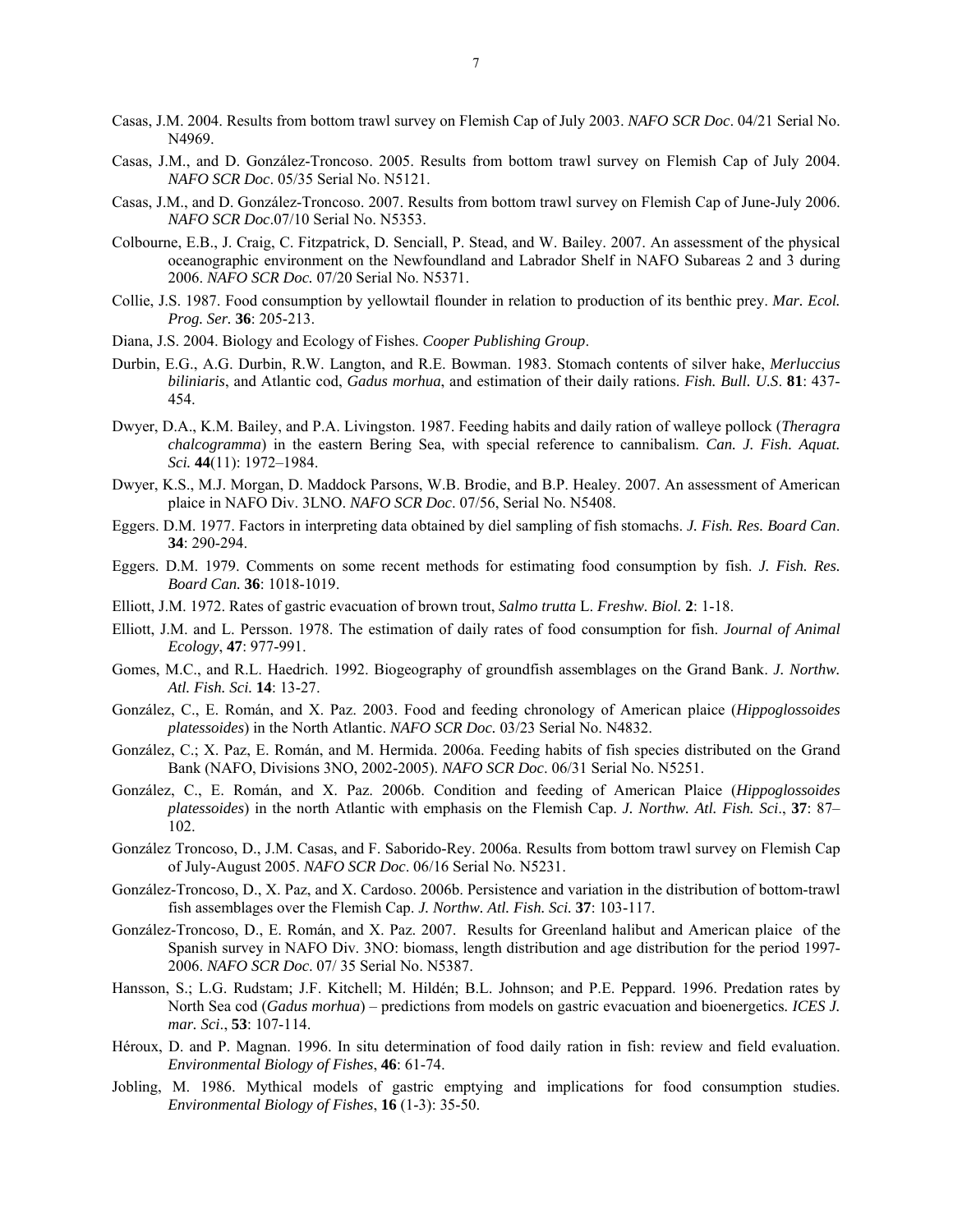Casas, J.M. 2004. Results from bottom trawl survey on Flemish Cap of July 2003. *NAFO SCR Doc*. 04/21 Serial No. N4969.

Casas, J.M., and D. González-Troncoso. 2005. Results from bottom trawl survey on Flemish Cap of July 2004. *NAFO SCR Doc*. 05/35 Serial No. N5121.

Casas, J.M., and D. González-Troncoso. 2007. Results from bottom trawl survey on Flemish Cap of June-July 2006. *NAFO SCR Doc*.07/10 Serial No. N5353.

Colbourne, E.B., J. Craig, C. Fitzpatrick, D. Senciall, P. Stead, and W. Bailey. 2007. An assessment of the physical oceanographic environment on the Newfoundland and Labrador Shelf in NAFO Subareas 2 and 3 during 2006. *NAFO SCR Doc.* 07/20 Serial No. N5371.

Collie, J.S. 1987. Food consumption by yellowtail flounder in relation to production of its benthic prey. *Mar. Ecol. Prog. Ser.* **36**: 205-213.

Diana, J.S. 2004. Biology and Ecology of Fishes. *Cooper Publishing Group*.

Durbin, E.G., A.G. Durbin, R.W. Langton, and R.E. Bowman. 1983. Stomach contents of silver hake, *Merluccius biliniaris*, and Atlantic cod, *Gadus morhua*, and estimation of their daily rations. *Fish. Bull. U.S*. **81**: 437-454.

Dwyer, D.A., K.M. Bailey, and P.A. Livingston. 1987. Feeding habits and daily ration of walleye pollock (*Theragra chalcogramma*) in the eastern Bering Sea, with special reference to cannibalism. *Can. J. Fish. Aquat. Sci.* **44**(11): 1972–1984.

Dwyer, K.S., M.J. Morgan, D. Maddock Parsons, W.B. Brodie, and B.P. Healey. 2007. An assessment of American plaice in NAFO Div. 3LNO. *NAFO SCR Doc*. 07/56, Serial No. N5408.

Eggers. D.M. 1977. Factors in interpreting data obtained by diel sampling of fish stomachs. *J. Fish. Res. Board Can*. **34**: 290-294.

Eggers. D.M. 1979. Comments on some recent methods for estimating food consumption by fish. *J. Fish. Res. Board Can.* **36**: 1018-1019.

Elliott, J.M. 1972. Rates of gastric evacuation of brown trout, *Salmo trutta* L. *Freshw. Biol.* **2**: 1-18.

Elliott, J.M. and L. Persson. 1978. The estimation of daily rates of food consumption for fish. *Journal of Animal Ecology*, **47**: 977-991.

Gomes, M.C., and R.L. Haedrich. 1992. Biogeography of groundfish assemblages on the Grand Bank. *J. Northw. Atl. Fish. Sci.* **14**: 13-27.

González, C., E. Román, and X. Paz. 2003. Food and feeding chronology of American plaice (*Hippoglossoides platessoides*) in the North Atlantic. *NAFO SCR Doc.* 03/23 Serial No. N4832.

González, C.; X. Paz, E. Román, and M. Hermida. 2006a. Feeding habits of fish species distributed on the Grand Bank (NAFO, Divisions 3NO, 2002-2005). *NAFO SCR Doc*. 06/31 Serial No. N5251.

González, C., E. Román, and X. Paz. 2006b. Condition and feeding of American Plaice (*Hippoglossoides platessoides*) in the north Atlantic with emphasis on the Flemish Cap. *J. Northw. Atl. Fish. Sci*., **37**: 87–102.

González Troncoso, D., J.M. Casas, and F. Saborido-Rey. 2006a. Results from bottom trawl survey on Flemish Cap of July-August 2005. *NAFO SCR Doc*. 06/16 Serial No. N5231.

González-Troncoso, D., X. Paz, and X. Cardoso. 2006b. Persistence and variation in the distribution of bottom-trawl fish assemblages over the Flemish Cap. *J. Northw. Atl. Fish. Sci.* **37**: 103-117.

González-Troncoso, D., E. Román, and X. Paz. 2007. Results for Greenland halibut and American plaice of the Spanish survey in NAFO Div. 3NO: biomass, length distribution and age distribution for the period 1997-2006. *NAFO SCR Doc*. 07/ 35 Serial No. N5387.

Hansson, S.; L.G. Rudstam; J.F. Kitchell; M. Hildén; B.L. Johnson; and P.E. Peppard. 1996. Predation rates by North Sea cod (*Gadus morhua*) – predictions from models on gastric evacuation and bioenergetics. *ICES J. mar. Sci*., **53**: 107-114.

Héroux, D. and P. Magnan. 1996. In situ determination of food daily ration in fish: review and field evaluation. *Environmental Biology of Fishes*, **46**: 61-74.

Jobling, M. 1986. Mythical models of gastric emptying and implications for food consumption studies. *Environmental Biology of Fishes*, **16** (1-3): 35-50.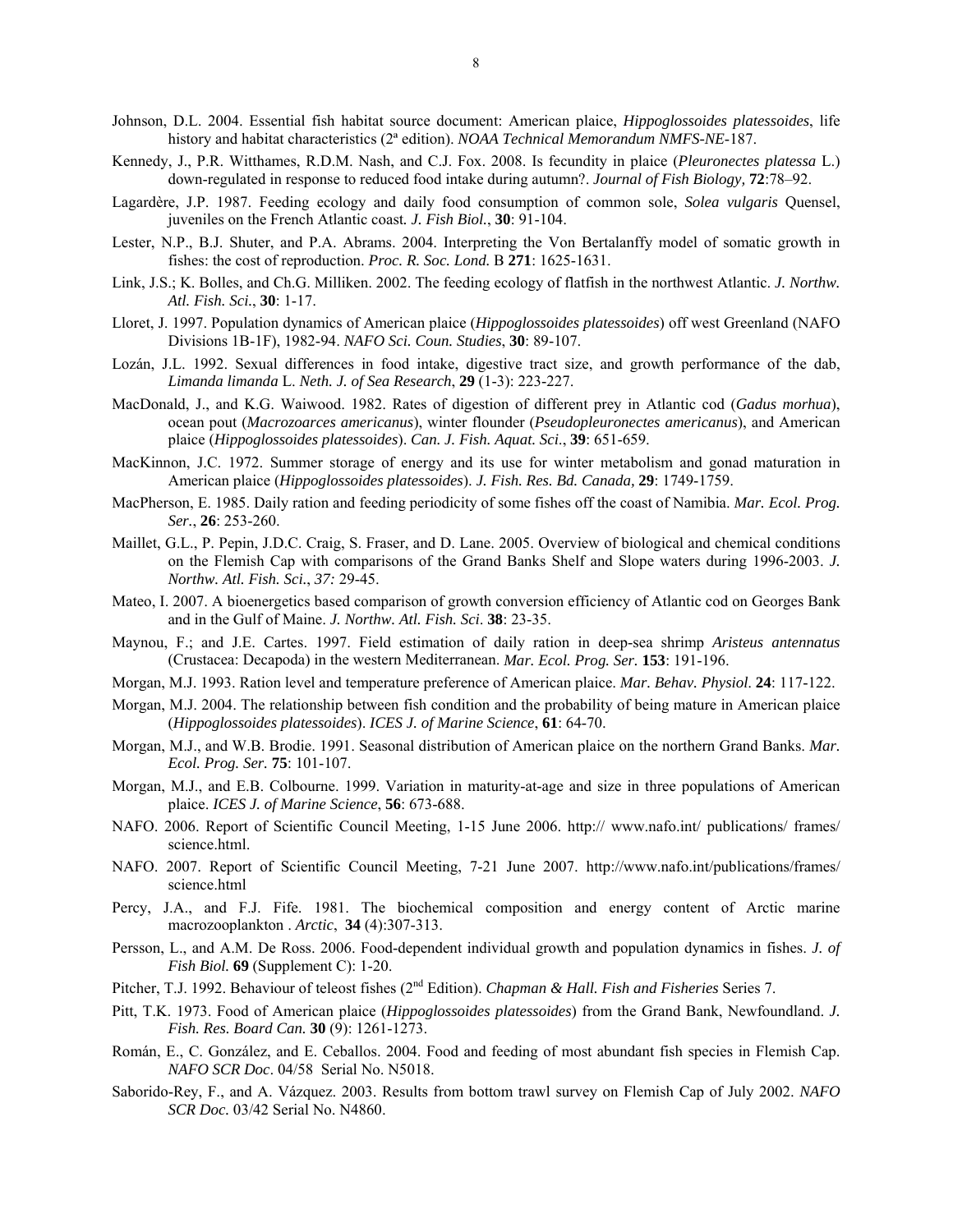Johnson, D.L. 2004. Essential fish habitat source document: American plaice, *Hippoglossoides platessoides*, life history and habitat characteristics (2ª edition). *NOAA Technical Memorandum NMFS-NE*-187.

Kennedy, J., P.R. Witthames, R.D.M. Nash, and C.J. Fox. 2008. Is fecundity in plaice (*Pleuronectes platessa* L.) down-regulated in response to reduced food intake during autumn?. *Journal of Fish Biology,* **72**:78–92.

Lagardère, J.P. 1987. Feeding ecology and daily food consumption of common sole, *Solea vulgaris* Quensel, juveniles on the French Atlantic coast*. J. Fish Biol.*, **30**: 91-104.

Lester, N.P., B.J. Shuter, and P.A. Abrams. 2004. Interpreting the Von Bertalanffy model of somatic growth in fishes: the cost of reproduction. *Proc. R. Soc. Lond.* B **271**: 1625-1631.

Link, J.S.; K. Bolles, and Ch.G. Milliken. 2002. The feeding ecology of flatfish in the northwest Atlantic. *J. Northw. Atl. Fish. Sci.*, **30**: 1-17.

Lloret, J. 1997. Population dynamics of American plaice (*Hippoglossoides platessoides*) off west Greenland (NAFO Divisions 1B-1F), 1982-94. *NAFO Sci. Coun. Studies*, **30**: 89-107.

Lozán, J.L. 1992. Sexual differences in food intake, digestive tract size, and growth performance of the dab, *Limanda limanda* L. *Neth. J. of Sea Research*, **29** (1-3): 223-227.

MacDonald, J., and K.G. Waiwood. 1982. Rates of digestion of different prey in Atlantic cod (*Gadus morhua*), ocean pout (*Macrozoarces americanus*), winter flounder (*Pseudopleuronectes americanus*), and American plaice (*Hippoglossoides platessoides*). *Can. J. Fish. Aquat. Sci*., **39**: 651-659.

MacKinnon, J.C. 1972. Summer storage of energy and its use for winter metabolism and gonad maturation in American plaice (*Hippoglossoides platessoides*). *J. Fish. Res. Bd. Canada,* **29**: 1749-1759.

MacPherson, E. 1985. Daily ration and feeding periodicity of some fishes off the coast of Namibia. *Mar. Ecol. Prog. Ser.*, **26**: 253-260.

Maillet, G.L., P. Pepin, J.D.C. Craig, S. Fraser, and D. Lane. 2005. Overview of biological and chemical conditions on the Flemish Cap with comparisons of the Grand Banks Shelf and Slope waters during 1996-2003. *J. Northw. Atl. Fish. Sci*., *37:* 29-45.

Mateo, I. 2007. A bioenergetics based comparison of growth conversion efficiency of Atlantic cod on Georges Bank and in the Gulf of Maine. *J. Northw. Atl. Fish. Sci*. **38**: 23-35.

Maynou, F.; and J.E. Cartes. 1997. Field estimation of daily ration in deep-sea shrimp *Aristeus antennatus* (Crustacea: Decapoda) in the western Mediterranean. *Mar. Ecol. Prog. Ser.* **153**: 191-196.

Morgan, M.J. 1993. Ration level and temperature preference of American plaice. *Mar. Behav. Physiol*. **24**: 117-122.

Morgan, M.J. 2004. The relationship between fish condition and the probability of being mature in American plaice (*Hippoglossoides platessoides*). *ICES J. of Marine Science*, **61**: 64-70.

Morgan, M.J., and W.B. Brodie. 1991. Seasonal distribution of American plaice on the northern Grand Banks. *Mar. Ecol. Prog. Ser.* **75**: 101-107.

Morgan, M.J., and E.B. Colbourne. 1999. Variation in maturity-at-age and size in three populations of American plaice. *ICES J. of Marine Science*, **56**: 673-688.

NAFO. 2006. Report of Scientific Council Meeting, 1-15 June 2006. http:// www.nafo.int/ publications/ frames/ science.html.

NAFO. 2007. Report of Scientific Council Meeting, 7-21 June 2007. http://www.nafo.int/publications/frames/ science.html

Percy, J.A., and F.J. Fife. 1981. The biochemical composition and energy content of Arctic marine macrozooplankton . *Arctic*, **34** (4):307-313.

Persson, L., and A.M. De Ross. 2006. Food-dependent individual growth and population dynamics in fishes. *J. of Fish Biol.* **69** (Supplement C): 1-20.

Pitcher, T.J. 1992. Behaviour of teleost fishes (2nd Edition). *Chapman & Hall. Fish and Fisheries* Series 7.

Pitt, T.K. 1973. Food of American plaice (*Hippoglossoides platessoides*) from the Grand Bank, Newfoundland. *J. Fish. Res. Board Can.* **30** (9): 1261-1273.

Román, E., C. González, and E. Ceballos. 2004. Food and feeding of most abundant fish species in Flemish Cap. *NAFO SCR Doc*. 04/58 Serial No. N5018.

Saborido-Rey, F., and A. Vázquez. 2003. Results from bottom trawl survey on Flemish Cap of July 2002. *NAFO SCR Doc.* 03/42 Serial No. N4860.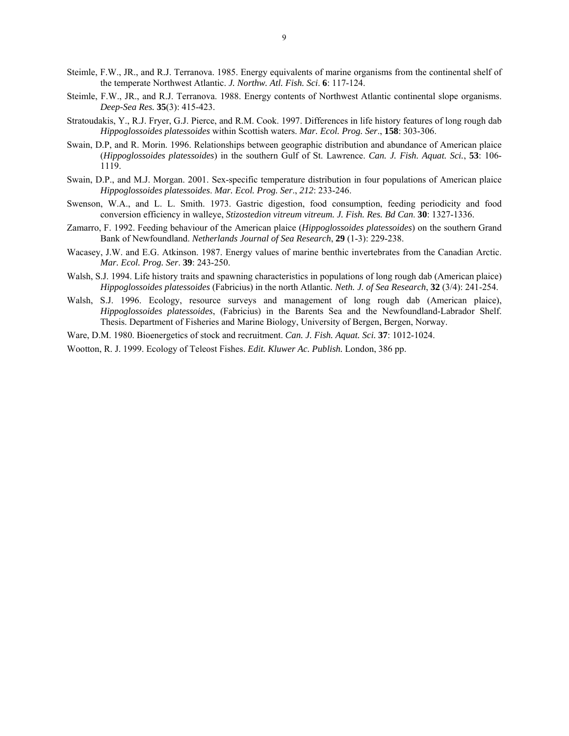Steimle, F.W., JR., and R.J. Terranova. 1985. Energy equivalents of marine organisms from the continental shelf of the temperate Northwest Atlantic. *J. Northw. Atl. Fish. Sci*. **6**: 117-124.

Steimle, F.W., JR., and R.J. Terranova. 1988. Energy contents of Northwest Atlantic continental slope organisms. *Deep-Sea Res.* **35**(3): 415-423.

Stratoudakis, Y., R.J. Fryer, G.J. Pierce, and R.M. Cook. 1997. Differences in life history features of long rough dab *Hippoglossoides platessoides* within Scottish waters. *Mar. Ecol. Prog. Ser*., **158**: 303-306.

Swain, D.P, and R. Morin. 1996. Relationships between geographic distribution and abundance of American plaice (*Hippoglossoides platessoides*) in the southern Gulf of St. Lawrence. *Can. J. Fish. Aquat. Sci.*, **53**: 106-1119.

Swain, D.P., and M.J. Morgan. 2001. Sex-specific temperature distribution in four populations of American plaice *Hippoglossoides platessoides*. *Mar. Ecol. Prog. Ser*., *212*: 233-246.

Swenson, W.A., and L. L. Smith. 1973. Gastric digestion, food consumption, feeding periodicity and food conversion efficiency in walleye, *Stizostedion vitreum vitreum. J. Fish. Res. Bd Can*. **30**: 1327-1336.

Zamarro, F. 1992. Feeding behaviour of the American plaice (*Hippoglossoides platessoides*) on the southern Grand Bank of Newfoundland. *Netherlands Journal of Sea Research*, **29** (1-3): 229-238.

Wacasey, J.W. and E.G. Atkinson. 1987. Energy values of marine benthic invertebrates from the Canadian Arctic. *Mar. Ecol. Prog. Ser*. **39**: 243-250.

Walsh, S.J. 1994. Life history traits and spawning characteristics in populations of long rough dab (American plaice) *Hippoglossoides platessoides* (Fabricius) in the north Atlantic. *Neth. J. of Sea Research*, **32** (3/4): 241-254.

Walsh, S.J. 1996. Ecology, resource surveys and management of long rough dab (American plaice), *Hippoglossoides platessoides*, (Fabricius) in the Barents Sea and the Newfoundland-Labrador Shelf. Thesis. Department of Fisheries and Marine Biology, University of Bergen, Bergen, Norway.

Ware, D.M. 1980. Bioenergetics of stock and recruitment. *Can. J. Fish. Aquat. Sci.* **37**: 1012-1024.

Wootton, R. J. 1999. Ecology of Teleost Fishes. *Edit. Kluwer Ac. Publish.* London, 386 pp.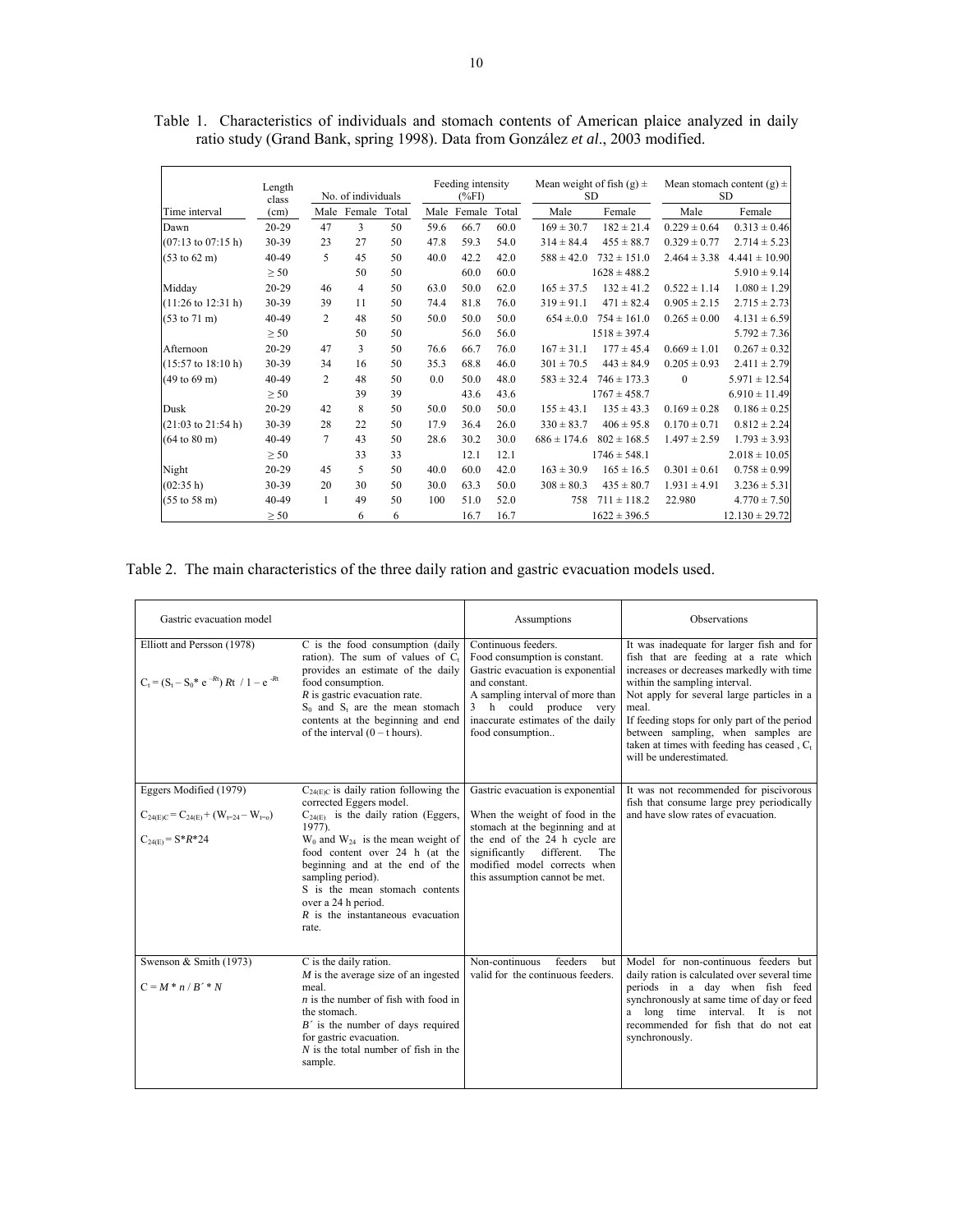Table 1. Characteristics of individuals and stomach contents of American plaice analyzed in daily ratio study (Grand Bank, spring 1998). Data from González *et al*., 2003 modified.

| Time interval | Length class (cm) | No. of individuals | | | Feeding intensity (%FI) | | | Mean weight of fish (g) ± SD | | Mean stomach content (g) ± SD | |
|---|---|---|---|---|---|---|---|---|---|---|---|
| | | Male | Female | Total | Male | Female | Total | Male | Female | Male | Female |
| Dawn | 20-29 | 47 | 3 | 50 | 59.6 | 66.7 | 60.0 | 169 ± 30.7 | 182 ± 21.4 | 0.229 ± 0.64 | 0.313 ± 0.46 |
| (07:13 to 07:15 h) | 30-39 | 23 | 27 | 50 | 47.8 | 59.3 | 54.0 | 314 ± 84.4 | 455 ± 88.7 | 0.329 ± 0.77 | 2.714 ± 5.23 |
| (53 to 62 m) | 40-49 | 5 | 45 | 50 | 40.0 | 42.2 | 42.0 | 588 ± 42.0 | 732 ± 151.0 | 2.464 ± 3.38 | 4.441 ± 10.90 |
| | ≥ 50 | | 50 | 50 | | 60.0 | 60.0 | | 1628 ± 488.2 | | 5.910 ± 9.14 |
| Midday | 20-29 | 46 | 4 | 50 | 63.0 | 50.0 | 62.0 | 165 ± 37.5 | 132 ± 41.2 | 0.522 ± 1.14 | 1.080 ± 1.29 |
| (11:26 to 12:31 h) | 30-39 | 39 | 11 | 50 | 74.4 | 81.8 | 76.0 | 319 ± 91.1 | 471 ± 82.4 | 0.905 ± 2.15 | 2.715 ± 2.73 |
| (53 to 71 m) | 40-49 | 2 | 48 | 50 | 50.0 | 50.0 | 50.0 | 654 ±.0.0 | 754 ± 161.0 | 0.265 ± 0.00 | 4.131 ± 6.59 |
| | ≥ 50 | | 50 | 50 | | 56.0 | 56.0 | | 1518 ± 397.4 | | 5.792 ± 7.36 |
| Afternoon | 20-29 | 47 | 3 | 50 | 76.6 | 66.7 | 76.0 | 167 ± 31.1 | 177 ± 45.4 | 0.669 ± 1.01 | 0.267 ± 0.32 |
| (15:57 to 18:10 h) | 30-39 | 34 | 16 | 50 | 35.3 | 68.8 | 46.0 | 301 ± 70.5 | 443 ± 84.9 | 0.205 ± 0.93 | 2.411 ± 2.79 |
| (49 to 69 m) | 40-49 | 2 | 48 | 50 | 0.0 | 50.0 | 48.0 | 583 ± 32.4 | 746 ± 173.3 | 0 | 5.971 ± 12.54 |
| | ≥ 50 | | 39 | 39 | | 43.6 | 43.6 | | 1767 ± 458.7 | | 6.910 ± 11.49 |
| Dusk | 20-29 | 42 | 8 | 50 | 50.0 | 50.0 | 50.0 | 155 ± 43.1 | 135 ± 43.3 | 0.169 ± 0.28 | 0.186 ± 0.25 |
| (21:03 to 21:54 h) | 30-39 | 28 | 22 | 50 | 17.9 | 36.4 | 26.0 | 330 ± 83.7 | 406 ± 95.8 | 0.170 ± 0.71 | 0.812 ± 2.24 |
| (64 to 80 m) | 40-49 | 7 | 43 | 50 | 28.6 | 30.2 | 30.0 | 686 ± 174.6 | 802 ± 168.5 | 1.497 ± 2.59 | 1.793 ± 3.93 |
| | ≥ 50 | | 33 | 33 | | 12.1 | 12.1 | | 1746 ± 548.1 | | 2.018 ± 10.05 |
| Night | 20-29 | 45 | 5 | 50 | 40.0 | 60.0 | 42.0 | 163 ± 30.9 | 165 ± 16.5 | 0.301 ± 0.61 | 0.758 ± 0.99 |
| (02:35 h) | 30-39 | 20 | 30 | 50 | 30.0 | 63.3 | 50.0 | 308 ± 80.3 | 435 ± 80.7 | 1.931 ± 4.91 | 3.236 ± 5.31 |
| (55 to 58 m) | 40-49 | 1 | 49 | 50 | 100 | 51.0 | 52.0 | 758 | 711 ± 118.2 | 22.980 | 4.770 ± 7.50 |
| | ≥ 50 | | 6 | 6 | | 16.7 | 16.7 | | 1622 ± 396.5 | | 12.130 ± 29.72 |

Table 2. The main characteristics of the three daily ration and gastric evacuation models used.

| Gastric evacuation model | | Assumptions | Observations |
|---|---|---|---|
| Elliott and Persson (1978)<br><br>$C_t = (S_t - S_0 * e^{-Rt})\ Rt\ /\ 1 - e^{-Rt}$ | C is the food consumption (daily ration). The sum of values of $C_t$ provides an estimate of the daily food consumption.<br>*R* is gastric evacuation rate.<br>$S_0$ and $S_t$ are the mean stomach contents at the beginning and end of the interval (0 – t hours). | Continuous feeders.<br>Food consumption is constant.<br>Gastric evacuation is exponential and constant.<br>A sampling interval of more than 3 h could produce very inaccurate estimates of the daily food consumption.. | It was inadequate for larger fish and for fish that are feeding at a rate which increases or decreases markedly with time within the sampling interval.<br>Not apply for several large particles in a meal.<br>If feeding stops for only part of the period between sampling, when samples are taken at times with feeding has ceased , $C_t$ will be underestimated. |
| Eggers Modified (1979)<br><br>$C_{24(E)C} = C_{24(E)} + (W_{t=24} - W_{t=0})$<br><br>$C_{24(E)} = S*R*24$ | $C_{24(E)C}$ is daily ration following the corrected Eggers model.<br>$C_{24(E)}$ is the daily ration (Eggers, 1977).<br>$W_0$ and $W_{24}$ is the mean weight of food content over 24 h (at the beginning and at the end of the sampling period).<br>S is the mean stomach contents over a 24 h period.<br>*R* is the instantaneous evacuation rate. | Gastric evacuation is exponential<br><br>When the weight of food in the stomach at the beginning and at the end of the 24 h cycle are significantly different. The modified model corrects when this assumption cannot be met. | It was not recommended for piscivorous fish that consume large prey periodically and have slow rates of evacuation. |
| Swenson & Smith (1973)<br><br>$C = M * n\ /\ B' * N$ | C is the daily ration.<br>*M* is the average size of an ingested meal.<br>*n* is the number of fish with food in the stomach.<br>*B´* is the number of days required for gastric evacuation.<br>*N* is the total number of fish in the sample. | Non-continuous feeders but valid for the continuous feeders. | Model for non-continuous feeders but daily ration is calculated over several time periods in a day when fish feed synchronously at same time of day or feed a long time interval. It is not recommended for fish that do not eat synchronously. |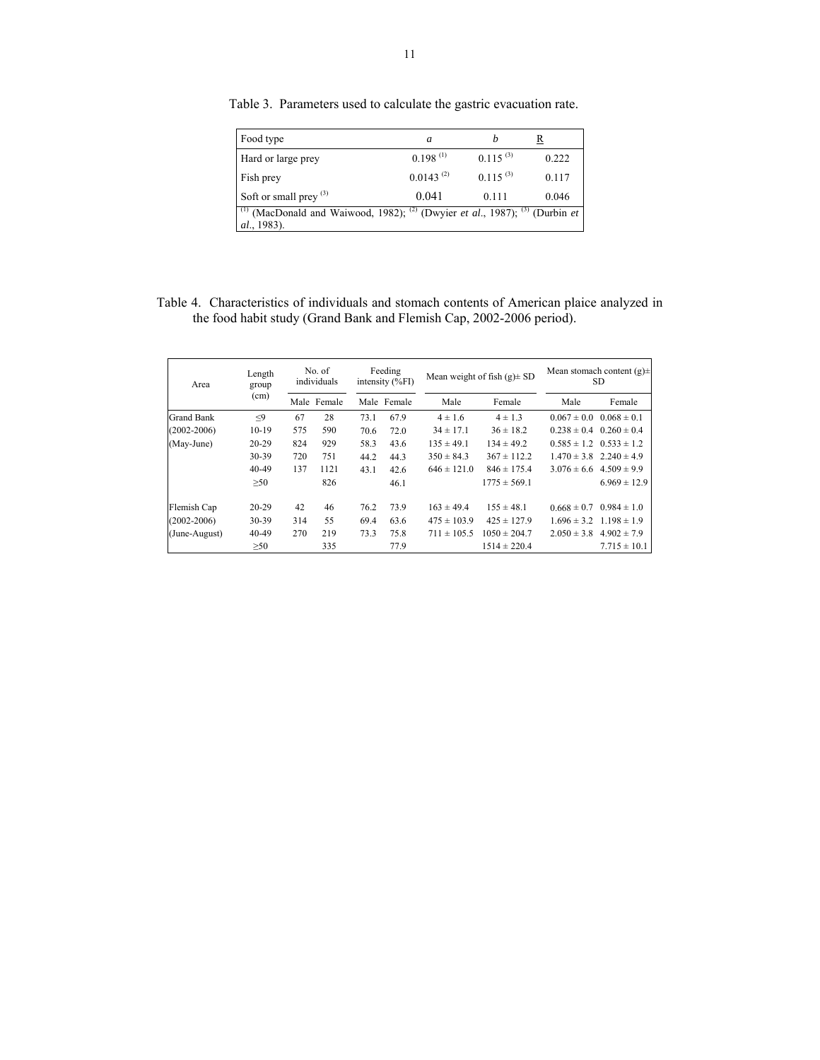Table 3. Parameters used to calculate the gastric evacuation rate.

| Food type | *a* | *b* | R |
|---|---|---|---|
| Hard or large prey | 0.198 [1] | 0.115 [3] | 0.222 |
| Fish prey | 0.0143 [2] | 0.115 [3] | 0.117 |
| Soft or small prey [3] | 0.041 | 0.111 | 0.046 |

[1] (MacDonald and Waiwood, 1982); [2] (Dwyier *et al*., 1987); [3] (Durbin *et al*., 1983).

Table 4. Characteristics of individuals and stomach contents of American plaice analyzed in the food habit study (Grand Bank and Flemish Cap, 2002-2006 period).

| Area | Length group (cm) | No. of individuals | | Feeding intensity (%FI) | | Mean weight of fish (g)± SD | | Mean stomach content (g)± SD | |
|---|---|---|---|---|---|---|---|---|---|
| | | Male | Female | Male | Female | Male | Female | Male | Female |
| Grand Bank | ≤9 | 67 | 28 | 73.1 | 67.9 | 4 ± 1.6 | 4 ± 1.3 | 0.067 ± 0.0 | 0.068 ± 0.1 |
| (2002-2006) | 10-19 | 575 | 590 | 70.6 | 72.0 | 34 ± 17.1 | 36 ± 18.2 | 0.238 ± 0.4 | 0.260 ± 0.4 |
| (May-June) | 20-29 | 824 | 929 | 58.3 | 43.6 | 135 ± 49.1 | 134 ± 49.2 | 0.585 ± 1.2 | 0.533 ± 1.2 |
| | 30-39 | 720 | 751 | 44.2 | 44.3 | 350 ± 84.3 | 367 ± 112.2 | 1.470 ± 3.8 | 2.240 ± 4.9 |
| | 40-49 | 137 | 1121 | 43.1 | 42.6 | 646 ± 121.0 | 846 ± 175.4 | 3.076 ± 6.6 | 4.509 ± 9.9 |
| | ≥50 | | 826 | | 46.1 | | 1775 ± 569.1 | | 6.969 ± 12.9 |
| Flemish Cap | 20-29 | 42 | 46 | 76.2 | 73.9 | 163 ± 49.4 | 155 ± 48.1 | 0.668 ± 0.7 | 0.984 ± 1.0 |
| (2002-2006) | 30-39 | 314 | 55 | 69.4 | 63.6 | 475 ± 103.9 | 425 ± 127.9 | 1.696 ± 3.2 | 1.198 ± 1.9 |
| (June-August) | 40-49 | 270 | 219 | 73.3 | 75.8 | 711 ± 105.5 | 1050 ± 204.7 | 2.050 ± 3.8 | 4.902 ± 7.9 |
| | ≥50 | | 335 | | 77.9 | | 1514 ± 220.4 | | 7.715 ± 10.1 |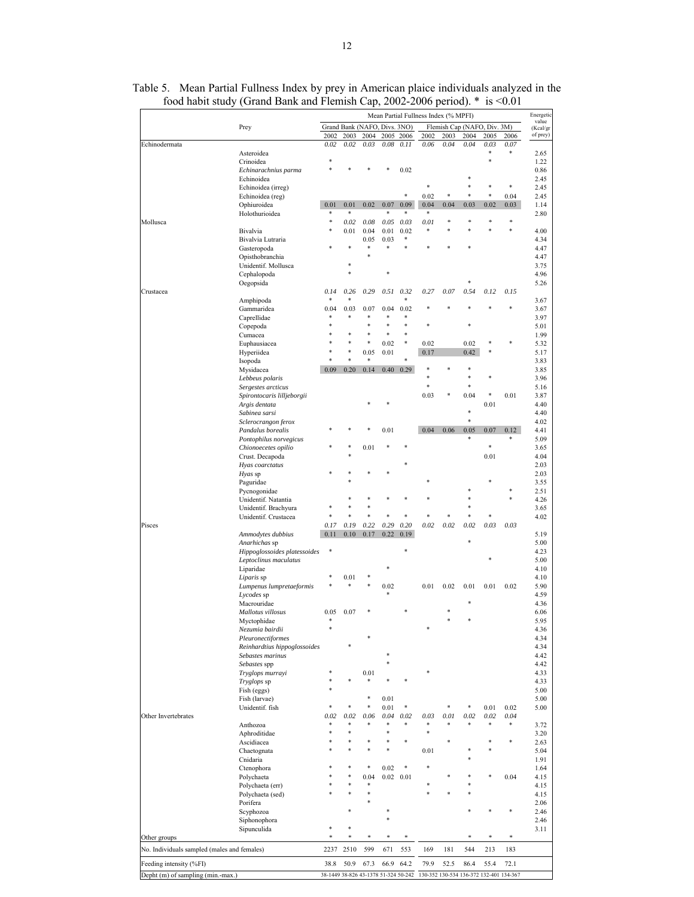Table 5. Mean Partial Fullness Index by prey in American plaice individuals analyzed in the food habit study (Grand Bank and Flemish Cap, 2002-2006 period). * is <0.01

| | Prey | Mean Partial Fullness Index (% MPFI) | | | | | | | | | | Energetic value (Kcal/gr of prey) |
|---|---|---|---|---|---|---|---|---|---|---|---|---|
| | | Grand Bank (NAFO, Divs. 3NO) | | | | | Flemish Cap (NAFO, Div. 3M) | | | | | |
| | | 2002 | 2003 | 2004 | 2005 | 2006 | 2002 | 2003 | 2004 | 2005 | 2006 | |
| Echinodermata | | *0.02* | *0.02* | *0.03* | *0.08* | *0.11* | *0.06* | *0.04* | *0.04* | *0.03* | *0.07* | |
| | Asteroidea | | | | | | | | | * | * | 2.65 |
| | Crinoidea | * | | | | | | | | * | | 1.22 |
| | *Echinarachnius parma* | * | * | * | * | 0.02 | | | | | | 0.86 |
| | Echinoidea | | | | | | | | * | | | 2.45 |
| | Echinoidea (irreg) | | | | | | * | | * | * | * | 2.45 |
| | Echinoidea (reg) | | | | | * | 0.02 | * | * | * | 0.04 | 2.45 |
| | Ophiuroidea | 0.01 | 0.01 | 0.02 | 0.07 | 0.09 | 0.04 | 0.04 | 0.03 | 0.02 | 0.03 | 1.14 |
| | Holothurioidea | * | * | | * | * | * | | | | | 2.80 |
| Mollusca | | * | *0.02* | *0.08* | *0.05* | *0.03* | *0.01* | * | * | * | * | |
| | Bivalvia | * | 0.01 | 0.04 | 0.01 | 0.02 | * | * | * | * | * | 4.00 |
| | Bivalvia Lutraria | | | 0.05 | 0.03 | * | | | | | | 4.34 |
| | Gasteropoda | * | * | * | * | * | * | * | * | | | 4.47 |
| | Opisthobranchia | | | * | | | | | | | | 4.47 |
| | Unidentif. Mollusca | | * | | | | | | | | | 3.75 |
| | Cephalopoda | | * | | * | | | | | | | 4.96 |
| | Oegopsida | | | | | | | | * | | | 5.26 |
| Crustacea | | *0.14* | *0.26* | *0.29* | *0.51* | *0.32* | *0.27* | *0.07* | *0.54* | *0.12* | *0.15* | |
| | Amphipoda | * | * | | | * | | | | | | 3.67 |
| | Gammaridea | 0.04 | 0.03 | 0.07 | 0.04 | 0.02 | * | * | * | * | * | 3.67 |
| | Caprellidae | * | * | * | * | * | | | | | | 3.97 |
| | Copepoda | * | | * | * | * | * | | * | | | 5.01 |
| | Cumacea | * | * | * | * | * | | | | | | 1.99 |
| | Euphausiacea | * | * | * | 0.02 | * | 0.02 | | 0.02 | * | * | 5.32 |
| | Hyperiidea | * | * | 0.05 | 0.01 | | 0.17 | | 0.42 | * | | 5.17 |
| | Isopoda | * | * | * | | * | | | | | | 3.83 |
| | Mysidacea | 0.09 | 0.20 | 0.14 | 0.40 | 0.29 | * | * | * | | | 3.85 |
| | *Lebbeus polaris* | | | | | | * | | * | * | | 3.96 |
| | *Sergestes arcticus* | | | | | | * | | * | | | 5.16 |
| | *Spirontocaris lilljeborgii* | | | | | | 0.03 | * | 0.04 | * | 0.01 | 3.87 |
| | *Argis dentata* | | | * | * | | | | | 0.01 | | 4.40 |
| | *Sabinea sarsi* | | | | | | | | * | | | 4.40 |
| | *Sclerocrangon ferox* | | | | | | | | * | | | 4.02 |
| | *Pandalus borealis* | * | * | * | 0.01 | | 0.04 | 0.06 | 0.05 | 0.07 | 0.12 | 4.41 |
| | *Pontophilus norvegicus* | | | | | | | | * | | * | 5.09 |
| | *Chionoecetes opilio* | * | * | 0.01 | * | * | | | | * | | 3.65 |
| | Crust. Decapoda | | * | | | | | | | 0.01 | | 4.04 |
| | *Hyas coarctatus* | | | | | * | | | | | | 2.03 |
| | *Hyas* sp | * | * | * | * | | | | | | | 2.03 |
| | Paguridae | | * | | | | * | | | * | | 3.55 |
| | Pycnogonidae | | | | | | | | * | | * | 2.51 |
| | Unidentif. Natantia | | * | * | * | * | * | | * | | * | 4.26 |
| | Unidentif. Brachyura | * | * | * | | | | | * | | | 3.65 |
| | Unidentif. Crustacea | * | * | * | * | * | * | * | * | * | | 4.02 |
| Pisces | | *0.17* | *0.19* | *0.22* | *0.29* | *0.20* | *0.02* | *0.02* | *0.02* | *0.03* | *0.03* | |
| | *Ammodytes dubbius* | 0.11 | 0.10 | 0.17 | 0.22 | 0.19 | | | | | | 5.19 |
| | *Anarhichas* sp | | | | | | | | * | | | 5.00 |
| | *Hippoglossoides platessoides* | * | | | | * | | | | | | 4.23 |
| | *Leptoclinus maculatus* | | | | | | | | | * | | 5.00 |
| | Liparidae | | | | * | | | | | | | 4.10 |
| | *Liparis* sp | * | 0.01 | * | | | | | | | | 4.10 |
| | *Lumpenus lumpretaeformis* | * | * | * | 0.02 | | 0.01 | 0.02 | 0.01 | 0.01 | 0.02 | 5.90 |
| | *Lycodes* sp | | | | * | | | | | | | 4.59 |
| | Macrouridae | | | | | | | | * | | | 4.36 |
| | *Mallotus villosus* | 0.05 | 0.07 | * | | * | | * | | | | 6.06 |
| | Myctophidae | * | | | | | | * | * | | | 5.95 |
| | *Nezumia bairdii* | * | | | | | * | | | | | 4.36 |
| | *Pleuronectiformes* | | | * | | | | | | | | 4.34 |
| | *Reinhardtius hippoglossoides* | | * | | | | | | | | | 4.34 |
| | *Sebastes marinus* | | | | * | | | | | | | 4.42 |
| | *Sebastes* spp | | | | * | | | | | | | 4.42 |
| | *Tryglops murrayi* | * | | 0.01 | | | * | | | | | 4.33 |
| | *Tryglops* sp | * | * | * | * | * | | | | | | 4.33 |
| | Fish (eggs) | * | | | | | | | | | | 5.00 |
| | Fish (larvae) | | | * | 0.01 | | | | | | | 5.00 |
| | Unidentif. fish | * | * | * | 0.01 | * | | * | * | 0.01 | 0.02 | 5.00 |
| Other Invertebrates | | *0.02* | *0.02* | *0.06* | *0.04* | *0.02* | *0.03* | *0.01* | *0.02* | *0.02* | *0.04* | |
| | Anthozoa | * | * | * | * | * | * | * | * | * | * | 3.72 |
| | Aphroditidae | * | * | | * | | * | | | | | 3.20 |
| | Ascidiacea | * | * | * | * | * | | * | | * | * | 2.63 |
| | Chaetognata | * | * | * | * | | 0.01 | | * | * | | 5.04 |
| | Cnidaria | | | | | | | | * | | | 1.91 |
| | Ctenophora | * | * | * | 0.02 | * | * | | | | | 1.64 |
| | Polychaeta | * | * | 0.04 | 0.02 | 0.01 | | * | * | * | 0.04 | 4.15 |
| | Polychaeta (err) | * | * | * | | | * | | * | | | 4.15 |
| | Polychaeta (sed) | * | * | * | | | * | * | * | | | 4.15 |
| | Porifera | | | * | | | | | | | | 2.06 |
| | Scyphozoa | | * | | * | | | | * | * | * | 2.46 |
| | Siphonophora | | | | * | | | | | | | 2.46 |
| | Sipunculida | * | * | | | | | | | | | 3.11 |
| Other groups | | * | * | * | * | * | | | * | * | * | |
| No. Individuals sampled (males and females) | | 2237 | 2510 | 599 | 671 | 553 | 169 | 181 | 544 | 213 | 183 | |
| Feeding intensity (%FI) | | 38.8 | 50.9 | 67.3 | 66.9 | 64.2 | 79.9 | 52.5 | 86.4 | 55.4 | 72.1 | |
| Depht (m) of sampling (min.-max.) | | 38-1449 | 38-826 | 43-1378 | 51-324 | 50-242 | 130-352 | 130-534 | 136-372 | 132-401 | 134-367 | |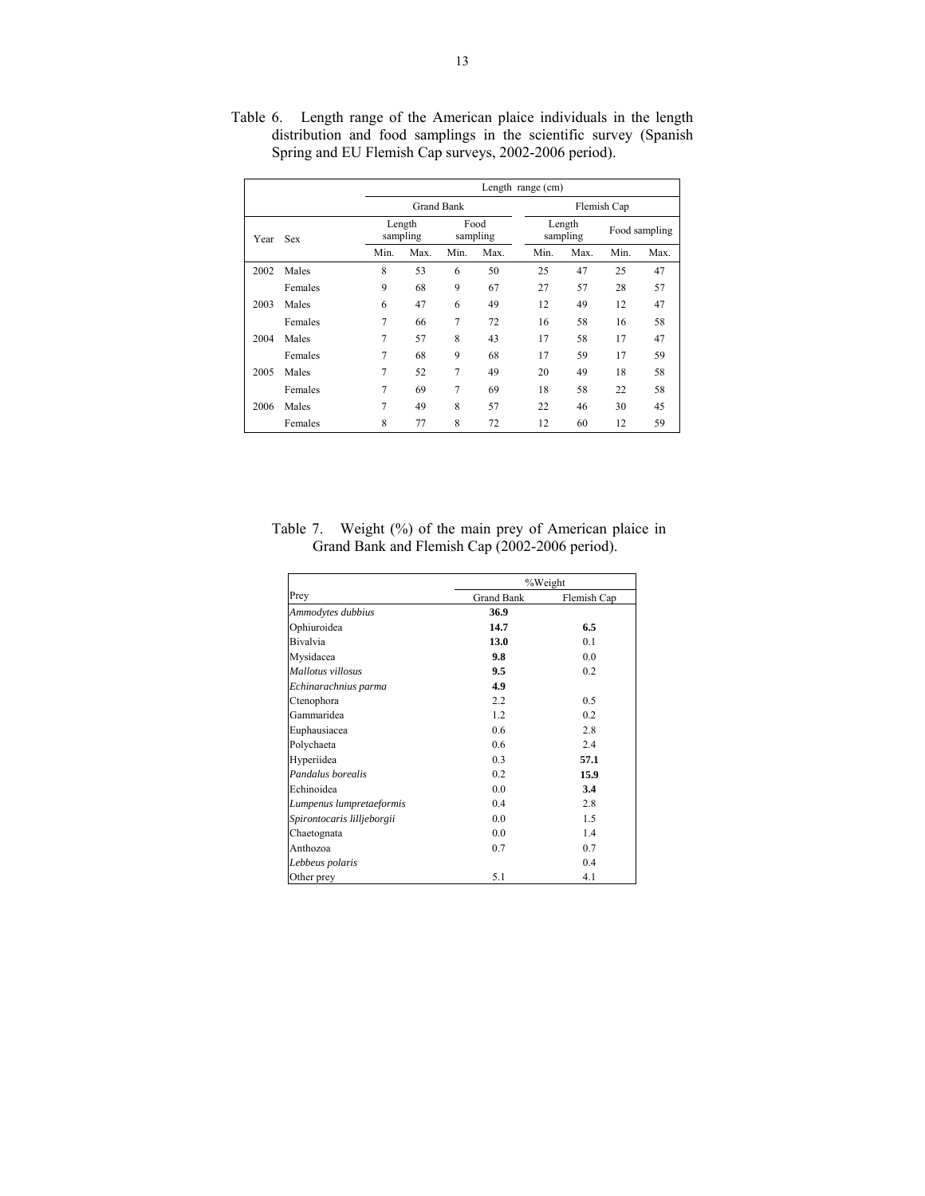Table 6. Length range of the American plaice individuals in the length distribution and food samplings in the scientific survey (Spanish Spring and EU Flemish Cap surveys, 2002-2006 period).

| | | Length range (cm) | | | | | | | |
|---|---|---|---|---|---|---|---|---|---|
| | | Grand Bank | | | | Flemish Cap | | | |
| Year | Sex | Length sampling | | Food sampling | | Length sampling | | Food sampling | |
| | | Min. | Max. | Min. | Max. | Min. | Max. | Min. | Max. |
| 2002 | Males | 8 | 53 | 6 | 50 | 25 | 47 | 25 | 47 |
| | Females | 9 | 68 | 9 | 67 | 27 | 57 | 28 | 57 |
| 2003 | Males | 6 | 47 | 6 | 49 | 12 | 49 | 12 | 47 |
| | Females | 7 | 66 | 7 | 72 | 16 | 58 | 16 | 58 |
| 2004 | Males | 7 | 57 | 8 | 43 | 17 | 58 | 17 | 47 |
| | Females | 7 | 68 | 9 | 68 | 17 | 59 | 17 | 59 |
| 2005 | Males | 7 | 52 | 7 | 49 | 20 | 49 | 18 | 58 |
| | Females | 7 | 69 | 7 | 69 | 18 | 58 | 22 | 58 |
| 2006 | Males | 7 | 49 | 8 | 57 | 22 | 46 | 30 | 45 |
| | Females | 8 | 77 | 8 | 72 | 12 | 60 | 12 | 59 |

Table 7. Weight (%) of the main prey of American plaice in Grand Bank and Flemish Cap (2002-2006 period).

| | %Weight | |
|---|---|---|
| Prey | Grand Bank | Flemish Cap |
| *Ammodytes dubbius* | **36.9** | |
| Ophiuroidea | **14.7** | **6.5** |
| Bivalvia | **13.0** | 0.1 |
| Mysidacea | **9.8** | 0.0 |
| *Mallotus villosus* | **9.5** | 0.2 |
| *Echinarachnius parma* | **4.9** | |
| Ctenophora | 2.2 | 0.5 |
| Gammaridea | 1.2 | 0.2 |
| Euphausiacea | 0.6 | 2.8 |
| Polychaeta | 0.6 | 2.4 |
| Hyperiidea | 0.3 | **57.1** |
| *Pandalus borealis* | 0.2 | **15.9** |
| Echinoidea | 0.0 | **3.4** |
| *Lumpenus lumpretaeformis* | 0.4 | 2.8 |
| *Spirontocaris lilljeborgii* | 0.0 | 1.5 |
| Chaetognata | 0.0 | 1.4 |
| Anthozoa | 0.7 | 0.7 |
| *Lebbeus polaris* | | 0.4 |
| Other prey | 5.1 | 4.1 |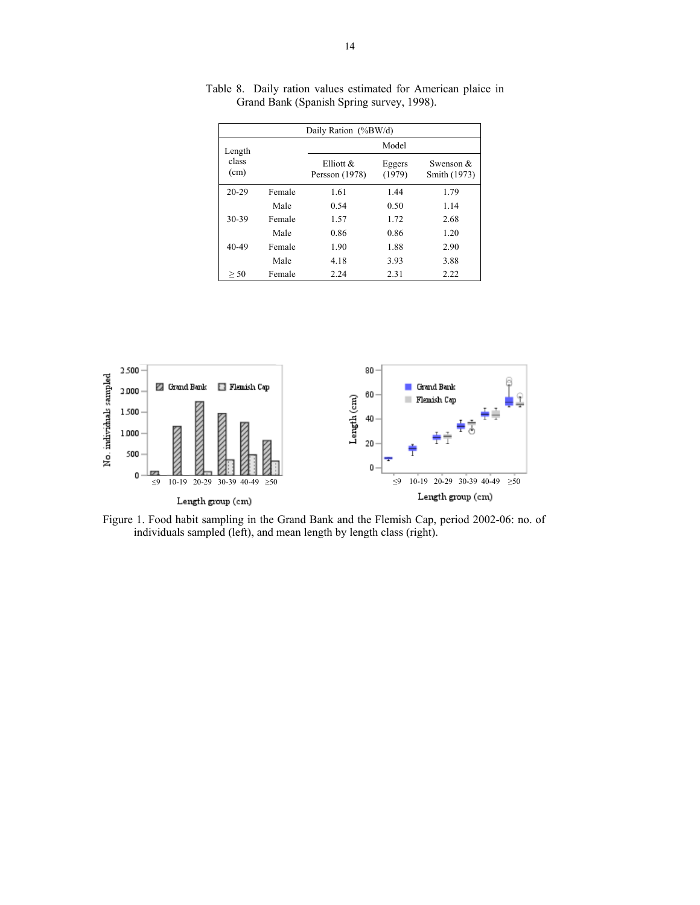Table 8. Daily ration values estimated for American plaice in Grand Bank (Spanish Spring survey, 1998).

| Daily Ration (%BW/d) | | | | |
|---|---|---|---|---|
| Length class (cm) | | Model | | |
| | | Elliott & Persson (1978) | Eggers (1979) | Swenson & Smith (1973) |
| 20-29 | Female | 1.61 | 1.44 | 1.79 |
| | Male | 0.54 | 0.50 | 1.14 |
| 30-39 | Female | 1.57 | 1.72 | 2.68 |
| | Male | 0.86 | 0.86 | 1.20 |
| 40-49 | Female | 1.90 | 1.88 | 2.90 |
| | Male | 4.18 | 3.93 | 3.88 |
| ≥ 50 | Female | 2.24 | 2.31 | 2.22 |

Figure 1. Food habit sampling in the Grand Bank and the Flemish Cap, period 2002-06: no. of individuals sampled (left), and mean length by length class (right).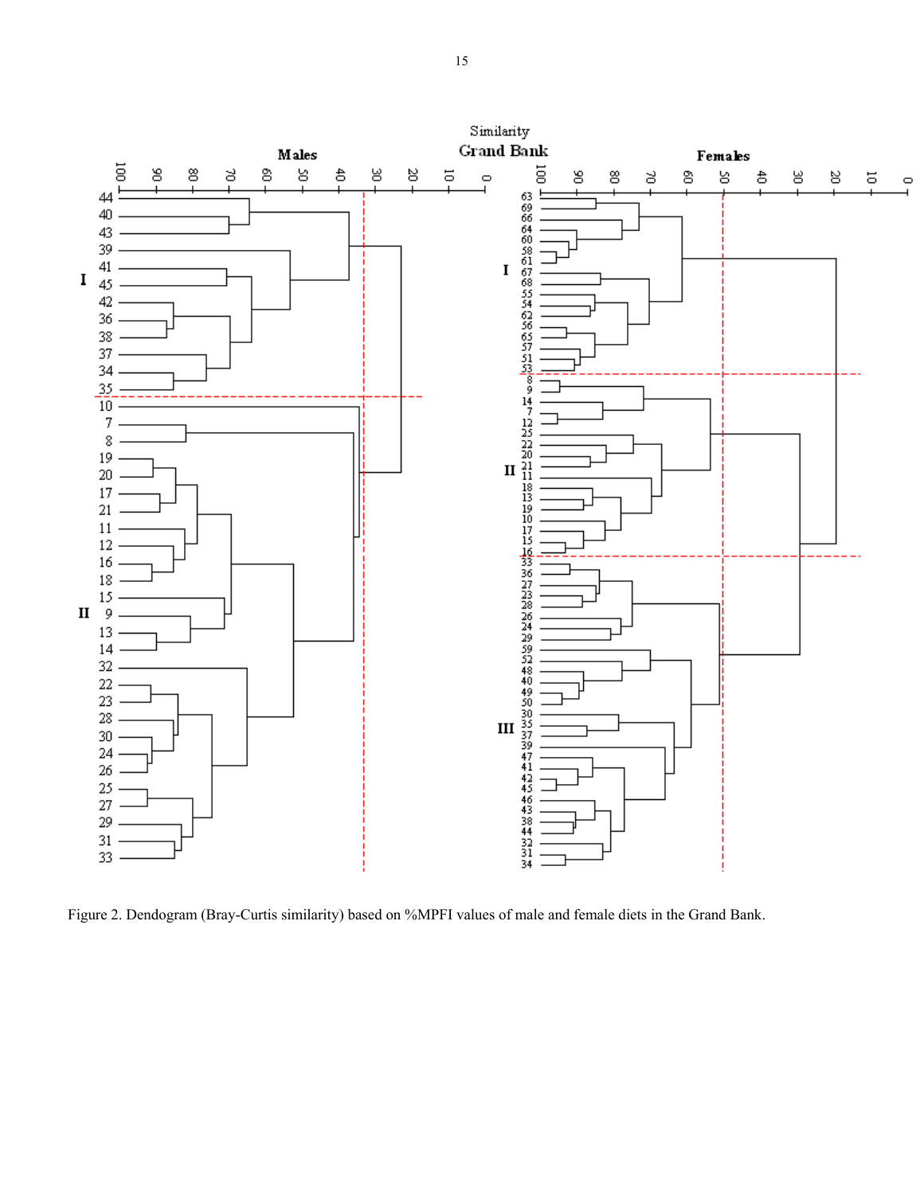Figure 2. Dendogram (Bray-Curtis similarity) based on %MPFI values of male and female diets in the Grand Bank.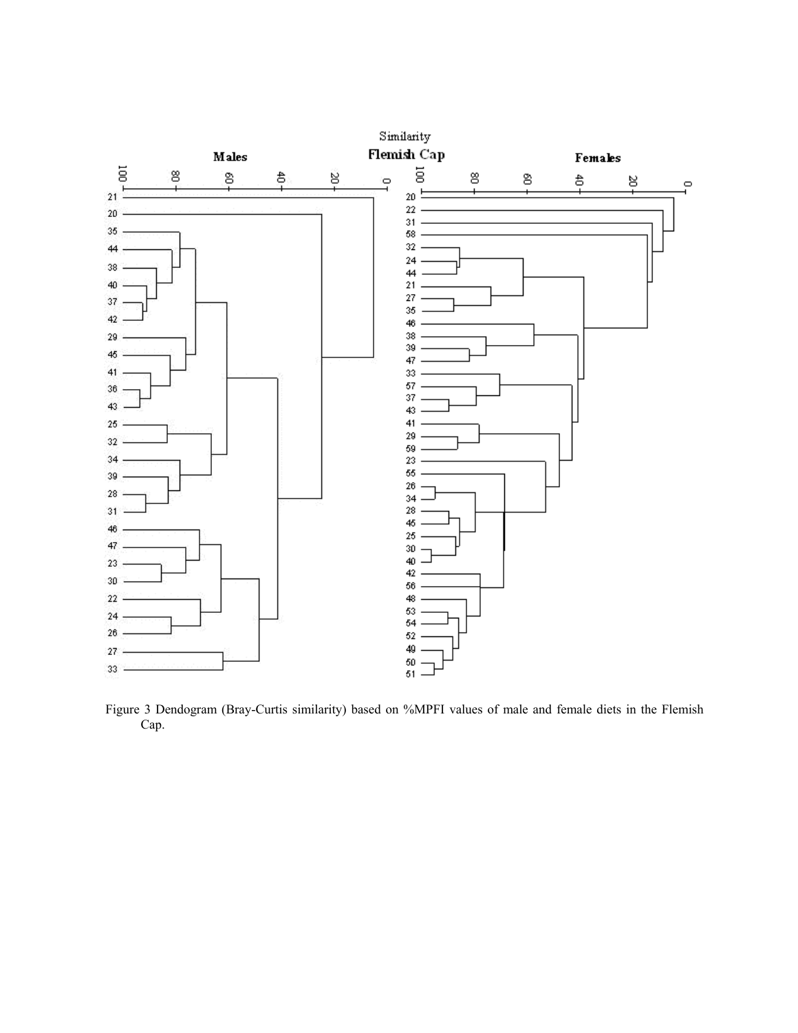Figure 3 Dendogram (Bray-Curtis similarity) based on %MPFI values of male and female diets in the Flemish Cap.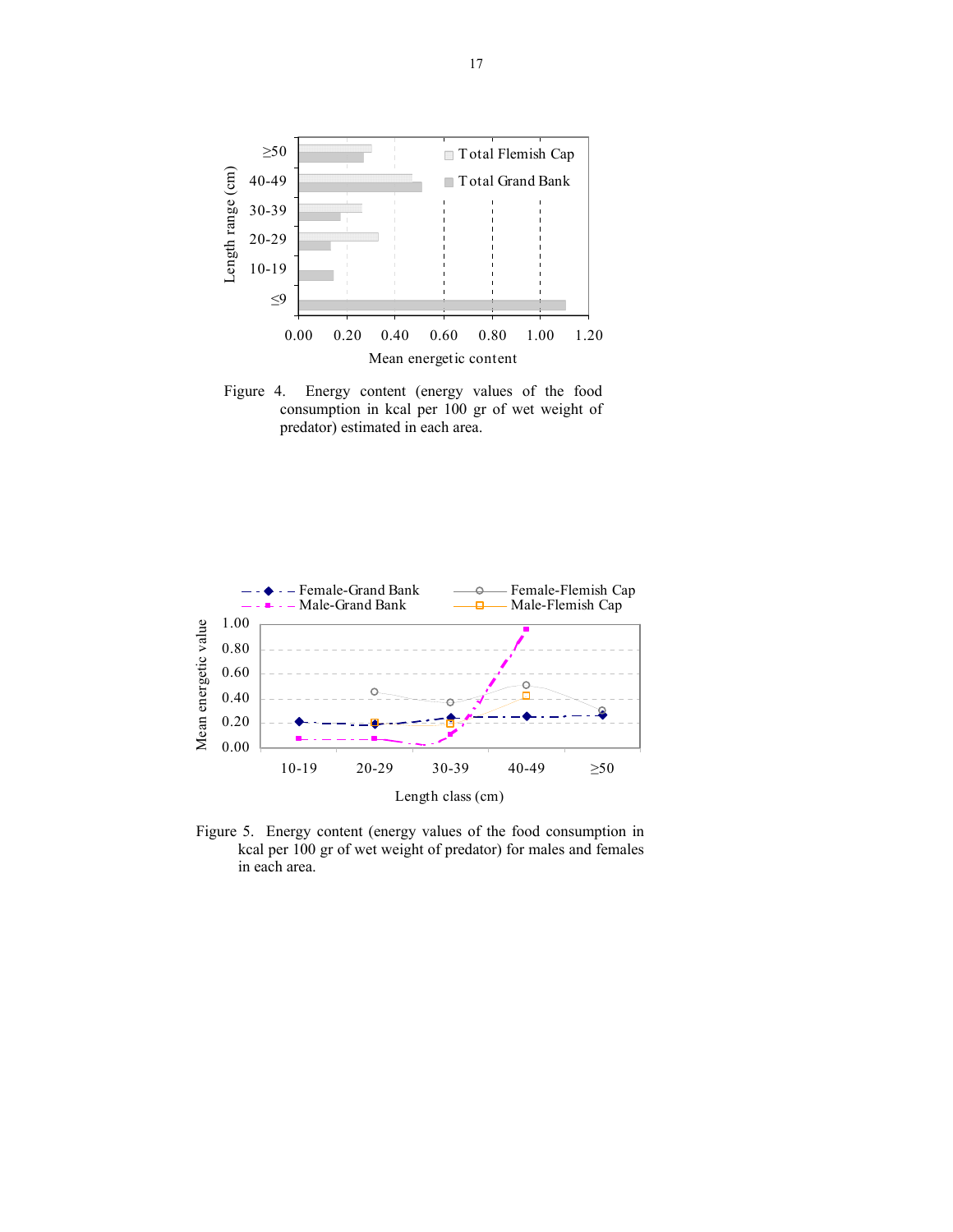≥50

40-49

30-39

20-29

10-19

≤9

Length range (cm)

Total Flemish Cap

Total Grand Bank

0.00 0.20 0.40 0.60 0.80 1.00 1.20

Mean energetic content

Figure 4. Energy content (energy values of the food consumption in kcal per 100 gr of wet weight of predator) estimated in each area.

Female-Grand Bank

Male-Grand Bank

Female-Flemish Cap

Male-Flemish Cap

1.00

0.80

0.60

0.40

0.20

0.00

Mean energetic value

10-19 20-29 30-39 40-49 ≥50

Length class (cm)

Figure 5. Energy content (energy values of the food consumption in kcal per 100 gr of wet weight of predator) for males and females in each area.